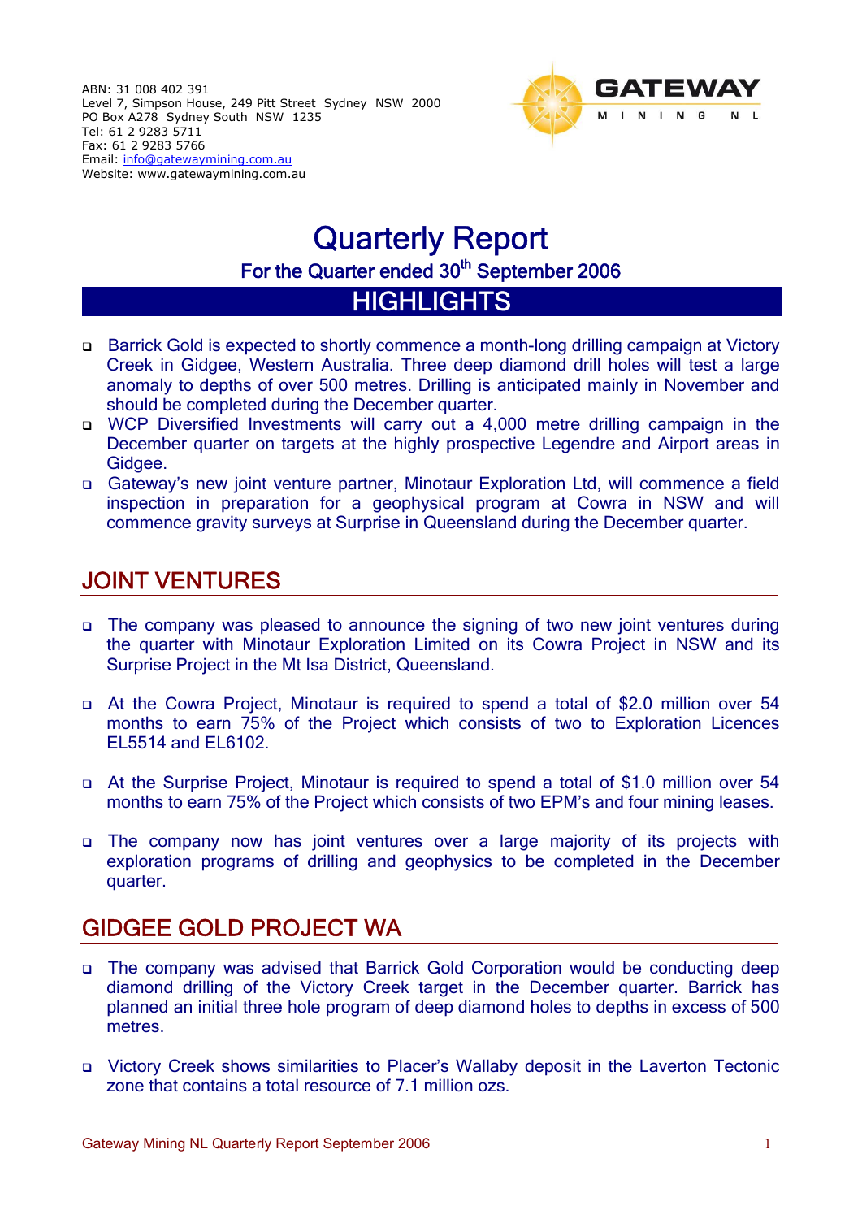ABN: 31 008 402 391
Level 7, Simpson House, 249 Pitt Street Sydney NSW 2000
PO Box A278 Sydney South NSW 1235
Tel: 61 2 9283 5711
Fax: 61 2 9283 5766
Email: info@gatewaymining.com.au
Website: www.gatewaymining.com.au

GATEWAY MINING NL

# Quarterly Report

## For the Quarter ended 30th September 2006

## HIGHLIGHTS

- Barrick Gold is expected to shortly commence a month-long drilling campaign at Victory Creek in Gidgee, Western Australia. Three deep diamond drill holes will test a large anomaly to depths of over 500 metres. Drilling is anticipated mainly in November and should be completed during the December quarter.
- WCP Diversified Investments will carry out a 4,000 metre drilling campaign in the December quarter on targets at the highly prospective Legendre and Airport areas in Gidgee.
- Gateway's new joint venture partner, Minotaur Exploration Ltd, will commence a field inspection in preparation for a geophysical program at Cowra in NSW and will commence gravity surveys at Surprise in Queensland during the December quarter.

## JOINT VENTURES

- The company was pleased to announce the signing of two new joint ventures during the quarter with Minotaur Exploration Limited on its Cowra Project in NSW and its Surprise Project in the Mt Isa District, Queensland.

- At the Cowra Project, Minotaur is required to spend a total of $2.0 million over 54 months to earn 75% of the Project which consists of two to Exploration Licences EL5514 and EL6102.

- At the Surprise Project, Minotaur is required to spend a total of $1.0 million over 54 months to earn 75% of the Project which consists of two EPM's and four mining leases.

- The company now has joint ventures over a large majority of its projects with exploration programs of drilling and geophysics to be completed in the December quarter.

## GIDGEE GOLD PROJECT WA

- The company was advised that Barrick Gold Corporation would be conducting deep diamond drilling of the Victory Creek target in the December quarter. Barrick has planned an initial three hole program of deep diamond holes to depths in excess of 500 metres.

- Victory Creek shows similarities to Placer's Wallaby deposit in the Laverton Tectonic zone that contains a total resource of 7.1 million ozs.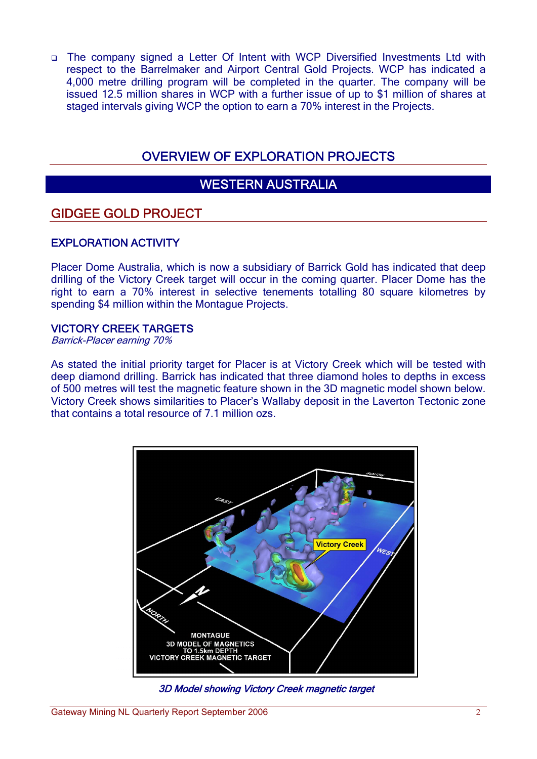- The company signed a Letter Of Intent with WCP Diversified Investments Ltd with respect to the Barrelmaker and Airport Central Gold Projects. WCP has indicated a 4,000 metre drilling program will be completed in the quarter. The company will be issued 12.5 million shares in WCP with a further issue of up to $1 million of shares at staged intervals giving WCP the option to earn a 70% interest in the Projects.

# OVERVIEW OF EXPLORATION PROJECTS

## WESTERN AUSTRALIA

## GIDGEE GOLD PROJECT

### EXPLORATION ACTIVITY

Placer Dome Australia, which is now a subsidiary of Barrick Gold has indicated that deep drilling of the Victory Creek target will occur in the coming quarter. Placer Dome has the right to earn a 70% interest in selective tenements totalling 80 square kilometres by spending $4 million within the Montague Projects.

### VICTORY CREEK TARGETS

*Barrick-Placer earning 70%*

As stated the initial priority target for Placer is at Victory Creek which will be tested with deep diamond drilling. Barrick has indicated that three diamond holes to depths in excess of 500 metres will test the magnetic feature shown in the 3D magnetic model shown below. Victory Creek shows similarities to Placer's Wallaby deposit in the Laverton Tectonic zone that contains a total resource of 7.1 million ozs.

*3D Model showing Victory Creek magnetic target*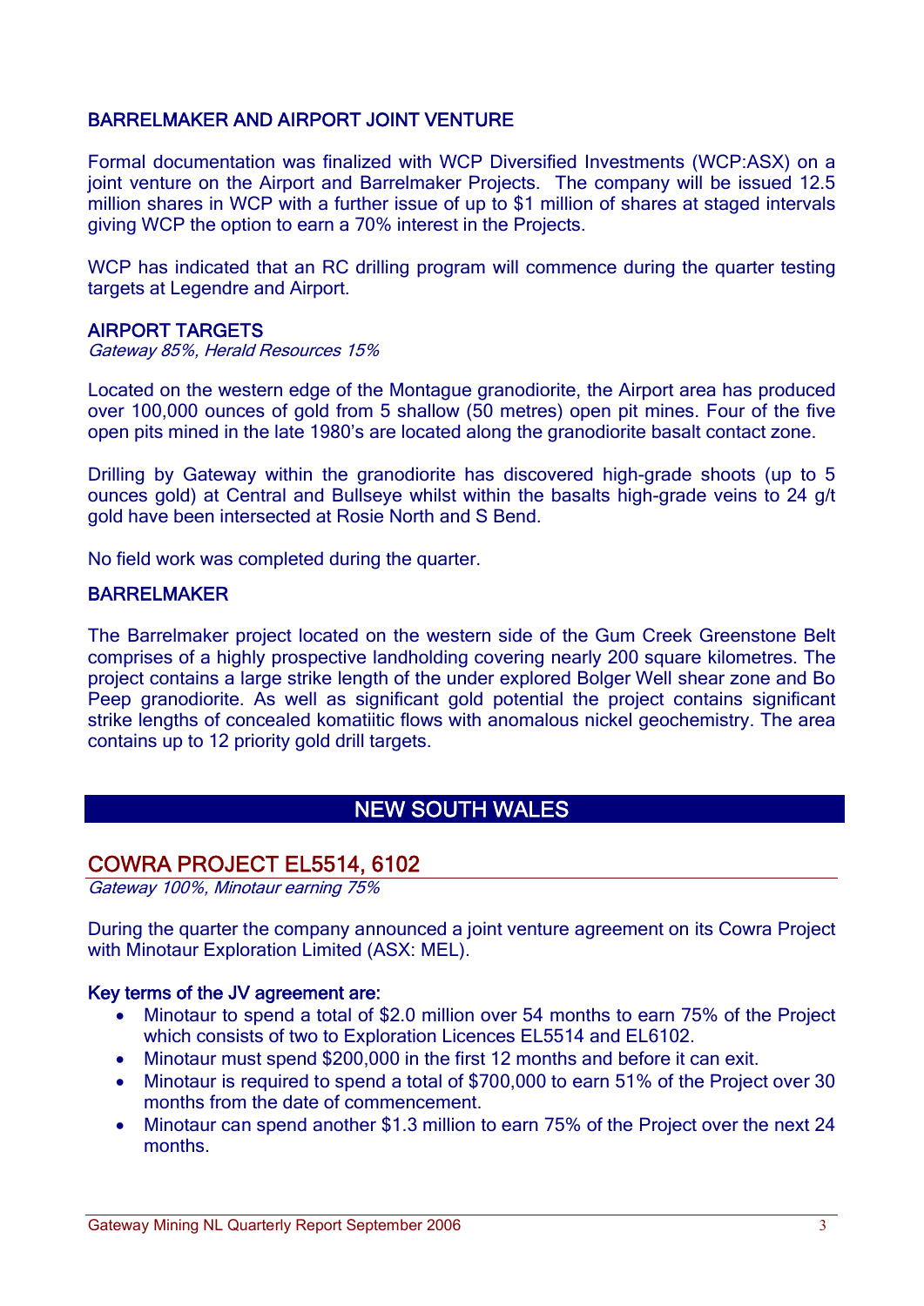## BARRELMAKER AND AIRPORT JOINT VENTURE

Formal documentation was finalized with WCP Diversified Investments (WCP:ASX) on a joint venture on the Airport and Barrelmaker Projects. The company will be issued 12.5 million shares in WCP with a further issue of up to $1 million of shares at staged intervals giving WCP the option to earn a 70% interest in the Projects.

WCP has indicated that an RC drilling program will commence during the quarter testing targets at Legendre and Airport.

### AIRPORT TARGETS

*Gateway 85%, Herald Resources 15%*

Located on the western edge of the Montague granodiorite, the Airport area has produced over 100,000 ounces of gold from 5 shallow (50 metres) open pit mines. Four of the five open pits mined in the late 1980's are located along the granodiorite basalt contact zone.

Drilling by Gateway within the granodiorite has discovered high-grade shoots (up to 5 ounces gold) at Central and Bullseye whilst within the basalts high-grade veins to 24 g/t gold have been intersected at Rosie North and S Bend.

No field work was completed during the quarter.

### BARRELMAKER

The Barrelmaker project located on the western side of the Gum Creek Greenstone Belt comprises of a highly prospective landholding covering nearly 200 square kilometres. The project contains a large strike length of the under explored Bolger Well shear zone and Bo Peep granodiorite. As well as significant gold potential the project contains significant strike lengths of concealed komatiitic flows with anomalous nickel geochemistry. The area contains up to 12 priority gold drill targets.

# NEW SOUTH WALES

## COWRA PROJECT EL5514, 6102

*Gateway 100%, Minotaur earning 75%*

During the quarter the company announced a joint venture agreement on its Cowra Project with Minotaur Exploration Limited (ASX: MEL).

**Key terms of the JV agreement are:**

- Minotaur to spend a total of $2.0 million over 54 months to earn 75% of the Project which consists of two to Exploration Licences EL5514 and EL6102.
- Minotaur must spend $200,000 in the first 12 months and before it can exit.
- Minotaur is required to spend a total of $700,000 to earn 51% of the Project over 30 months from the date of commencement.
- Minotaur can spend another $1.3 million to earn 75% of the Project over the next 24 months.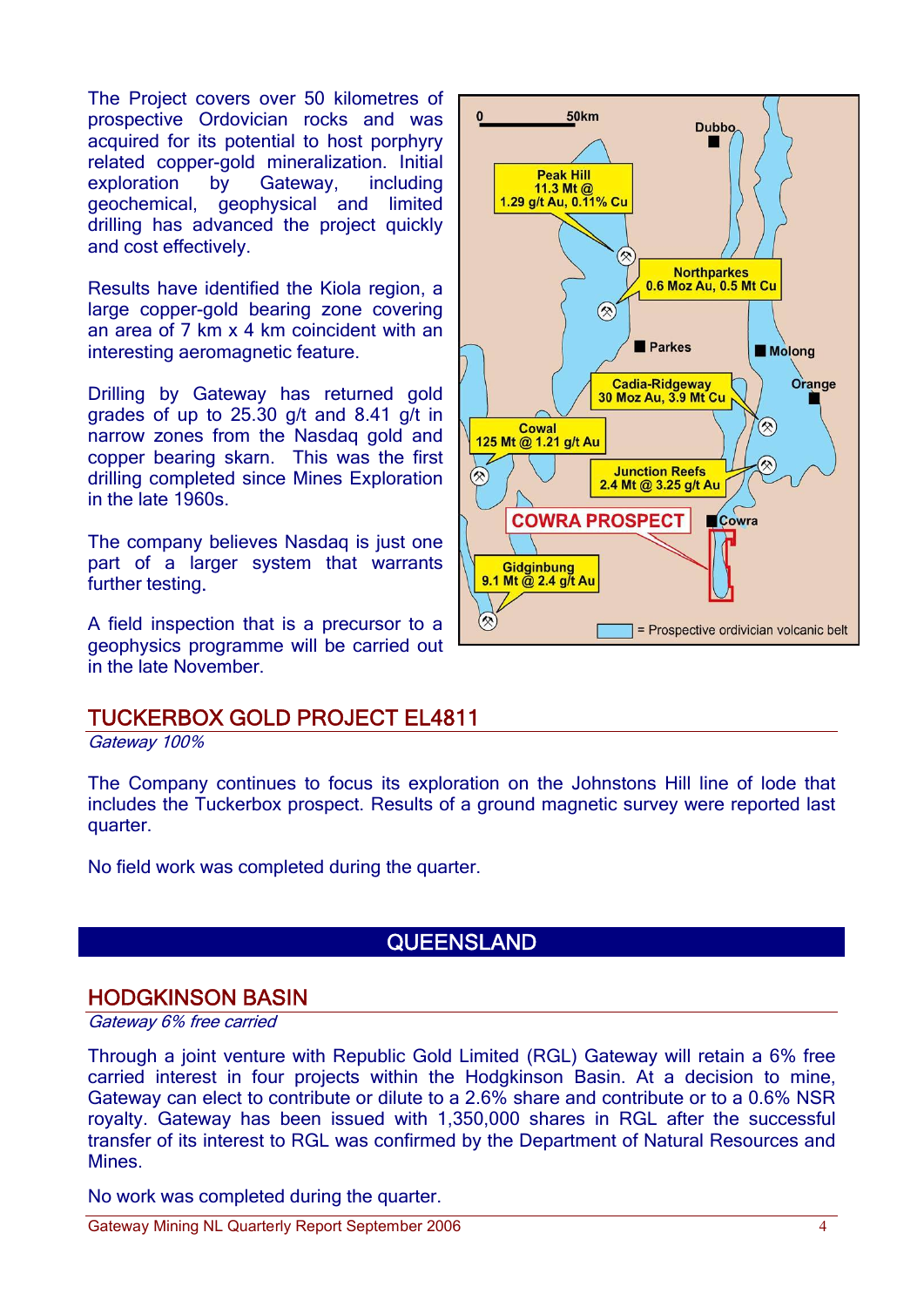The Project covers over 50 kilometres of prospective Ordovician rocks and was acquired for its potential to host porphyry related copper-gold mineralization. Initial exploration by Gateway, including geochemical, geophysical and limited drilling has advanced the project quickly and cost effectively.

Results have identified the Kiola region, a large copper-gold bearing zone covering an area of 7 km x 4 km coincident with an interesting aeromagnetic feature.

Drilling by Gateway has returned gold grades of up to 25.30 g/t and 8.41 g/t in narrow zones from the Nasdaq gold and copper bearing skarn. This was the first drilling completed since Mines Exploration in the late 1960s.

The company believes Nasdaq is just one part of a larger system that warrants further testing.

A field inspection that is a precursor to a geophysics programme will be carried out in the late November.

0 50km

Dubbo

Peak Hill 11.3 Mt @ 1.29 g/t Au, 0.11% Cu

Northparkes 0.6 Moz Au, 0.5 Mt Cu

Parkes

Molong

Orange

Cadia-Ridgeway 30 Moz Au, 3.9 Mt Cu

Cowal 125 Mt @ 1.21 g/t Au

Junction Reefs 2.4 Mt @ 3.25 g/t Au

COWRA PROSPECT

Cowra

Gidginbung 9.1 Mt @ 2.4 g/t Au

= Prospective ordivician volcanic belt

## TUCKERBOX GOLD PROJECT EL4811

*Gateway 100%*

The Company continues to focus its exploration on the Johnstons Hill line of lode that includes the Tuckerbox prospect. Results of a ground magnetic survey were reported last quarter.

No field work was completed during the quarter.

# QUEENSLAND

## HODGKINSON BASIN

*Gateway 6% free carried*

Through a joint venture with Republic Gold Limited (RGL) Gateway will retain a 6% free carried interest in four projects within the Hodgkinson Basin. At a decision to mine, Gateway can elect to contribute or dilute to a 2.6% share and contribute or to a 0.6% NSR royalty. Gateway has been issued with 1,350,000 shares in RGL after the successful transfer of its interest to RGL was confirmed by the Department of Natural Resources and Mines.

No work was completed during the quarter.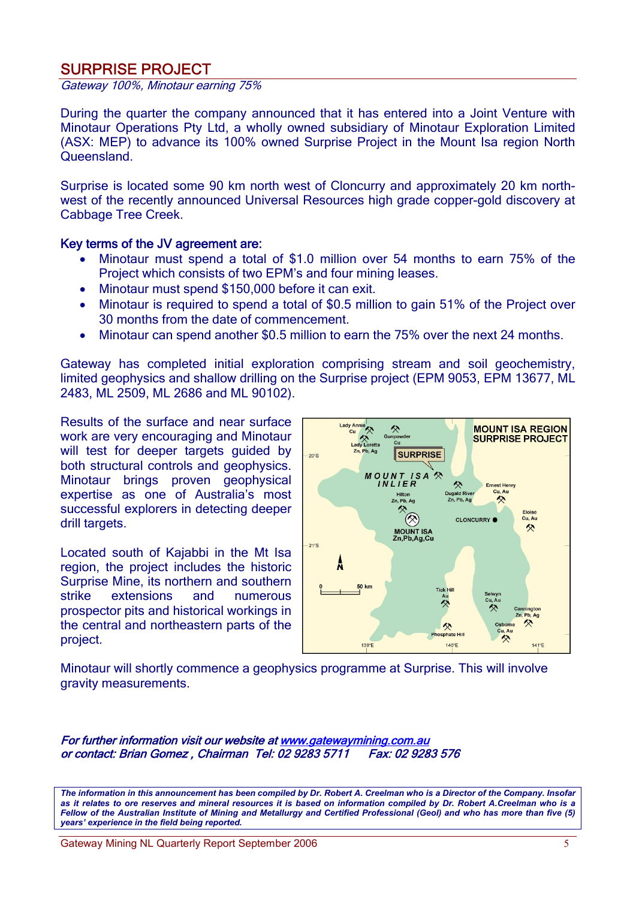## SURPRISE PROJECT

*Gateway 100%, Minotaur earning 75%*

During the quarter the company announced that it has entered into a Joint Venture with Minotaur Operations Pty Ltd, a wholly owned subsidiary of Minotaur Exploration Limited (ASX: MEP) to advance its 100% owned Surprise Project in the Mount Isa region North Queensland.

Surprise is located some 90 km north west of Cloncurry and approximately 20 km north-west of the recently announced Universal Resources high grade copper-gold discovery at Cabbage Tree Creek.

**Key terms of the JV agreement are:**

- Minotaur must spend a total of $1.0 million over 54 months to earn 75% of the Project which consists of two EPM's and four mining leases.
- Minotaur must spend $150,000 before it can exit.
- Minotaur is required to spend a total of $0.5 million to gain 51% of the Project over 30 months from the date of commencement.
- Minotaur can spend another $0.5 million to earn the 75% over the next 24 months.

Gateway has completed initial exploration comprising stream and soil geochemistry, limited geophysics and shallow drilling on the Surprise project (EPM 9053, EPM 13677, ML 2483, ML 2509, ML 2686 and ML 90102).

Results of the surface and near surface work are very encouraging and Minotaur will test for deeper targets guided by both structural controls and geophysics. Minotaur brings proven geophysical expertise as one of Australia's most successful explorers in detecting deeper drill targets.

Located south of Kajabbi in the Mt Isa region, the project includes the historic Surprise Mine, its northern and southern strike extensions and numerous prospector pits and historical workings in the central and northeastern parts of the project.

MOUNT ISA REGION SURPRISE PROJECT

Minotaur will shortly commence a geophysics programme at Surprise. This will involve gravity measurements.

***For further information visit our website at [www.gatewaymining.com.au](http://www.gatewaymining.com.au)***
***or contact: Brian Gomez , Chairman Tel: 02 9283 5711 Fax: 02 9283 576***

***The information in this announcement has been compiled by Dr. Robert A. Creelman who is a Director of the Company. Insofar as it relates to ore reserves and mineral resources it is based on information compiled by Dr. Robert A.Creelman who is a Fellow of the Australian Institute of Mining and Metallurgy and Certified Professional (Geol) and who has more than five (5) years' experience in the field being reported.***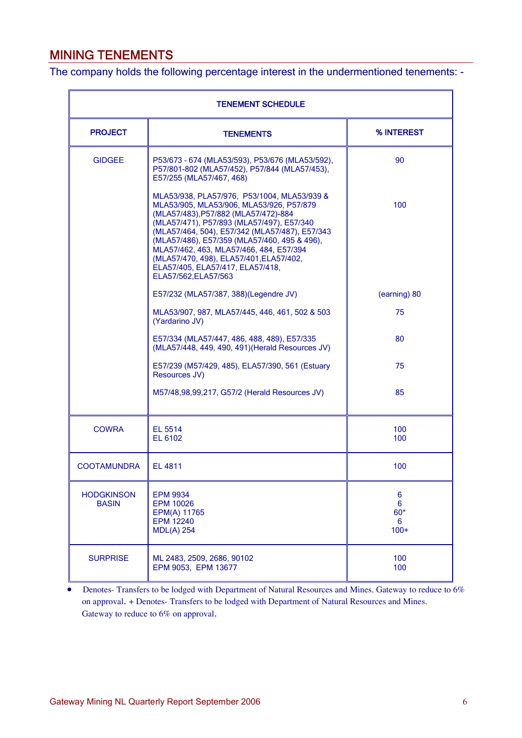## MINING TENEMENTS

The company holds the following percentage interest in the undermentioned tenements: -

| TENEMENT SCHEDULE | | |
|---|---|---|
| **PROJECT** | **TENEMENTS** | **% INTEREST** |
| GIDGEE | P53/673 - 674 (MLA53/593), P53/676 (MLA53/592), P57/801-802 (MLA57/452), P57/844 (MLA57/453), E57/255 (MLA57/467, 468) | 90 |
| | MLA53/938, PLA57/976, P53/1004, MLA53/939 & MLA53/905, MLA53/906, MLA53/926, P57/879 (MLA57/483),P57/882 (MLA57/472)-884 (MLA57/471), P57/893 (MLA57/497), E57/340 (MLA57/464, 504), E57/342 (MLA57/487), E57/343 (MLA57/486), E57/359 (MLA57/460, 495 & 496), MLA57/462, 463, MLA57/466, 484, E57/394 (MLA57/470, 498), ELA57/401,ELA57/402, ELA57/405, ELA57/417, ELA57/418, ELA57/562,ELA57/563 | 100 |
| | E57/232 (MLA57/387, 388)(Legendre JV) | (earning) 80 |
| | MLA53/907, 987, MLA57/445, 446, 461, 502 & 503 (Yardarino JV) | 75 |
| | E57/334 (MLA57/447, 486, 488, 489), E57/335 (MLA57/448, 449, 490, 491)(Herald Resources JV) | 80 |
| | E57/239 (M57/429, 485), ELA57/390, 561 (Estuary Resources JV) | 75 |
| | M57/48,98,99,217, G57/2 (Herald Resources JV) | 85 |
| COWRA | EL 5514<br>EL 6102 | 100<br>100 |
| COOTAMUNDRA | EL 4811 | 100 |
| HODGKINSON BASIN | EPM 9934<br>EPM 10026<br>EPM(A) 11765<br>EPM 12240<br>MDL(A) 254 | 6<br>6<br>60*<br>6<br>100+ |
| SURPRISE | ML 2483, 2509, 2686, 90102<br>EPM 9053, EPM 13677 | 100<br>100 |

- Denotes- Transfers to be lodged with Department of Natural Resources and Mines. Gateway to reduce to 6% on approval. + Denotes- Transfers to be lodged with Department of Natural Resources and Mines. Gateway to reduce to 6% on approval.